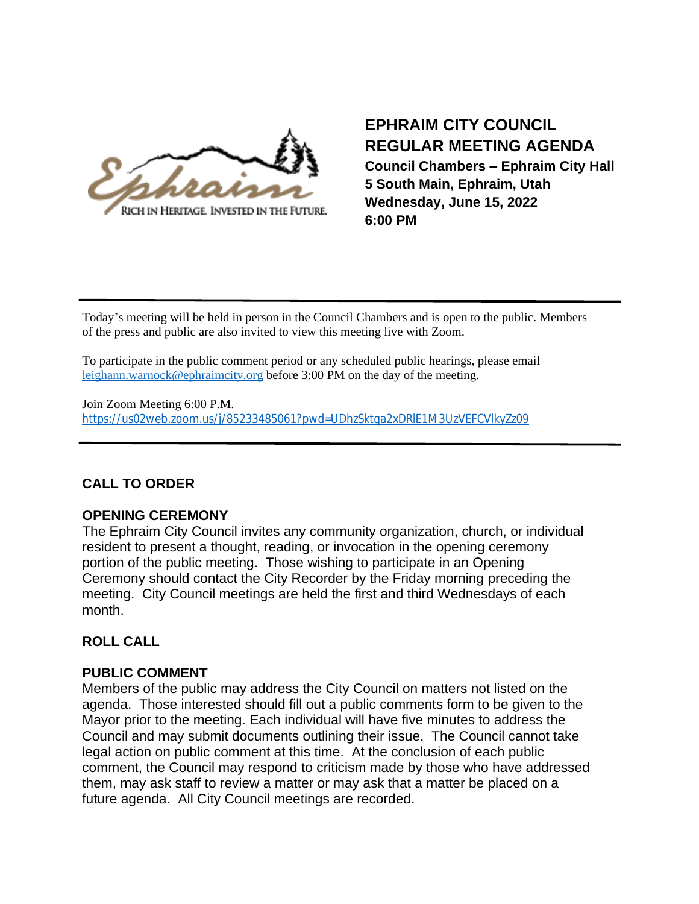# EPHRAIM CITY COUNCIL REGULAR MEETING AGENDA

**Council Chambers – Ephraim City Hall**
**5 South Main, Ephraim, Utah**
**Wednesday, June 15, 2022**
**6:00 PM**

---

Today's meeting will be held in person in the Council Chambers and is open to the public. Members of the press and public are also invited to view this meeting live with Zoom.

To participate in the public comment period or any scheduled public hearings, please email leighann.warnock@ephraimcity.org before 3:00 PM on the day of the meeting.

Join Zoom Meeting 6:00 P.M.
https://us02web.zoom.us/j/85233485061?pwd=UDhzSktqa2xDRlE1M3UzVEFCVlkyZz09

---

### CALL TO ORDER

### OPENING CEREMONY

The Ephraim City Council invites any community organization, church, or individual resident to present a thought, reading, or invocation in the opening ceremony portion of the public meeting. Those wishing to participate in an Opening Ceremony should contact the City Recorder by the Friday morning preceding the meeting. City Council meetings are held the first and third Wednesdays of each month.

### ROLL CALL

### PUBLIC COMMENT

Members of the public may address the City Council on matters not listed on the agenda. Those interested should fill out a public comments form to be given to the Mayor prior to the meeting. Each individual will have five minutes to address the Council and may submit documents outlining their issue. The Council cannot take legal action on public comment at this time. At the conclusion of each public comment, the Council may respond to criticism made by those who have addressed them, may ask staff to review a matter or may ask that a matter be placed on a future agenda. All City Council meetings are recorded.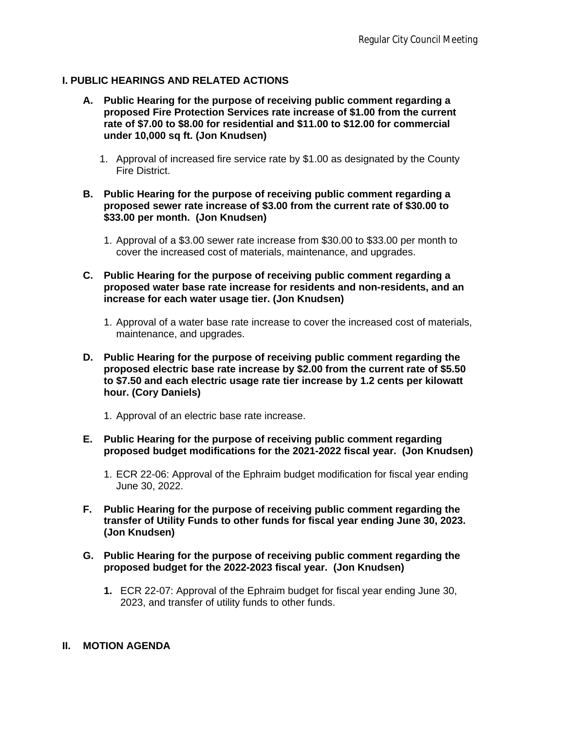## I. PUBLIC HEARINGS AND RELATED ACTIONS

**A. Public Hearing for the purpose of receiving public comment regarding a proposed Fire Protection Services rate increase of $1.00 from the current rate of $7.00 to $8.00 for residential and $11.00 to $12.00 for commercial under 10,000 sq ft. (Jon Knudsen)**

1. Approval of increased fire service rate by $1.00 as designated by the County Fire District.

**B. Public Hearing for the purpose of receiving public comment regarding a proposed sewer rate increase of $3.00 from the current rate of $30.00 to $33.00 per month. (Jon Knudsen)**

1. Approval of a $3.00 sewer rate increase from $30.00 to $33.00 per month to cover the increased cost of materials, maintenance, and upgrades.

**C. Public Hearing for the purpose of receiving public comment regarding a proposed water base rate increase for residents and non-residents, and an increase for each water usage tier. (Jon Knudsen)**

1. Approval of a water base rate increase to cover the increased cost of materials, maintenance, and upgrades.

**D. Public Hearing for the purpose of receiving public comment regarding the proposed electric base rate increase by $2.00 from the current rate of $5.50 to $7.50 and each electric usage rate tier increase by 1.2 cents per kilowatt hour. (Cory Daniels)**

1. Approval of an electric base rate increase.

**E. Public Hearing for the purpose of receiving public comment regarding proposed budget modifications for the 2021-2022 fiscal year. (Jon Knudsen)**

1. ECR 22-06: Approval of the Ephraim budget modification for fiscal year ending June 30, 2022.

**F. Public Hearing for the purpose of receiving public comment regarding the transfer of Utility Funds to other funds for fiscal year ending June 30, 2023. (Jon Knudsen)**

**G. Public Hearing for the purpose of receiving public comment regarding the proposed budget for the 2022-2023 fiscal year. (Jon Knudsen)**

1. ECR 22-07: Approval of the Ephraim budget for fiscal year ending June 30, 2023, and transfer of utility funds to other funds.

## II. MOTION AGENDA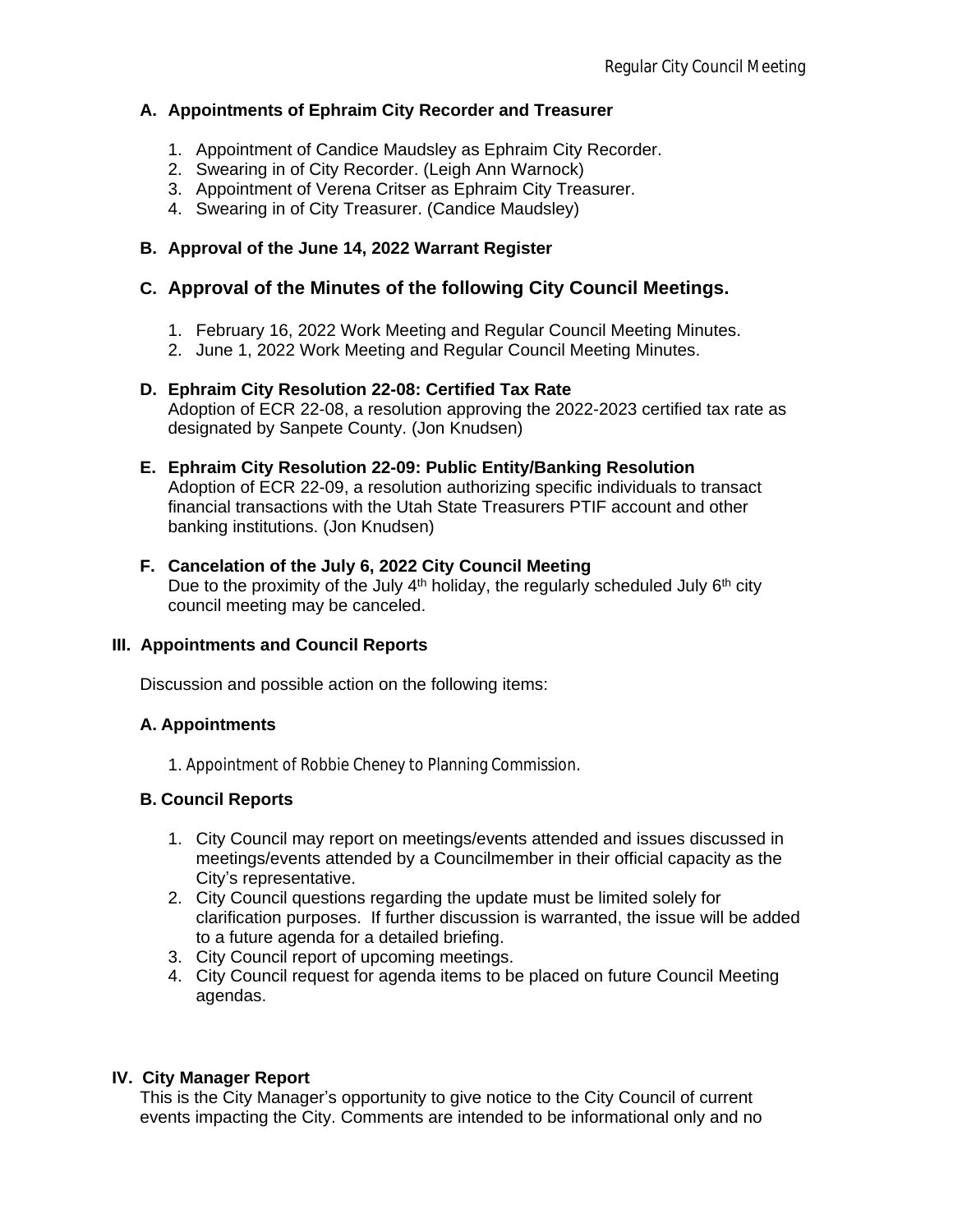### A. Appointments of Ephraim City Recorder and Treasurer

1. Appointment of Candice Maudsley as Ephraim City Recorder.
2. Swearing in of City Recorder. (Leigh Ann Warnock)
3. Appointment of Verena Critser as Ephraim City Treasurer.
4. Swearing in of City Treasurer. (Candice Maudsley)

### B. Approval of the June 14, 2022 Warrant Register

### C. Approval of the Minutes of the following City Council Meetings.

1. February 16, 2022 Work Meeting and Regular Council Meeting Minutes.
2. June 1, 2022 Work Meeting and Regular Council Meeting Minutes.

### D. Ephraim City Resolution 22-08: Certified Tax Rate

Adoption of ECR 22-08, a resolution approving the 2022-2023 certified tax rate as designated by Sanpete County. (Jon Knudsen)

### E. Ephraim City Resolution 22-09: Public Entity/Banking Resolution

Adoption of ECR 22-09, a resolution authorizing specific individuals to transact financial transactions with the Utah State Treasurers PTIF account and other banking institutions. (Jon Knudsen)

### F. Cancelation of the July 6, 2022 City Council Meeting

Due to the proximity of the July 4th holiday, the regularly scheduled July 6th city council meeting may be canceled.

## III. Appointments and Council Reports

Discussion and possible action on the following items:

### A. Appointments

1. Appointment of Robbie Cheney to Planning Commission.

### B. Council Reports

1. City Council may report on meetings/events attended and issues discussed in meetings/events attended by a Councilmember in their official capacity as the City's representative.
2. City Council questions regarding the update must be limited solely for clarification purposes. If further discussion is warranted, the issue will be added to a future agenda for a detailed briefing.
3. City Council report of upcoming meetings.
4. City Council request for agenda items to be placed on future Council Meeting agendas.

## IV. City Manager Report

This is the City Manager's opportunity to give notice to the City Council of current events impacting the City. Comments are intended to be informational only and no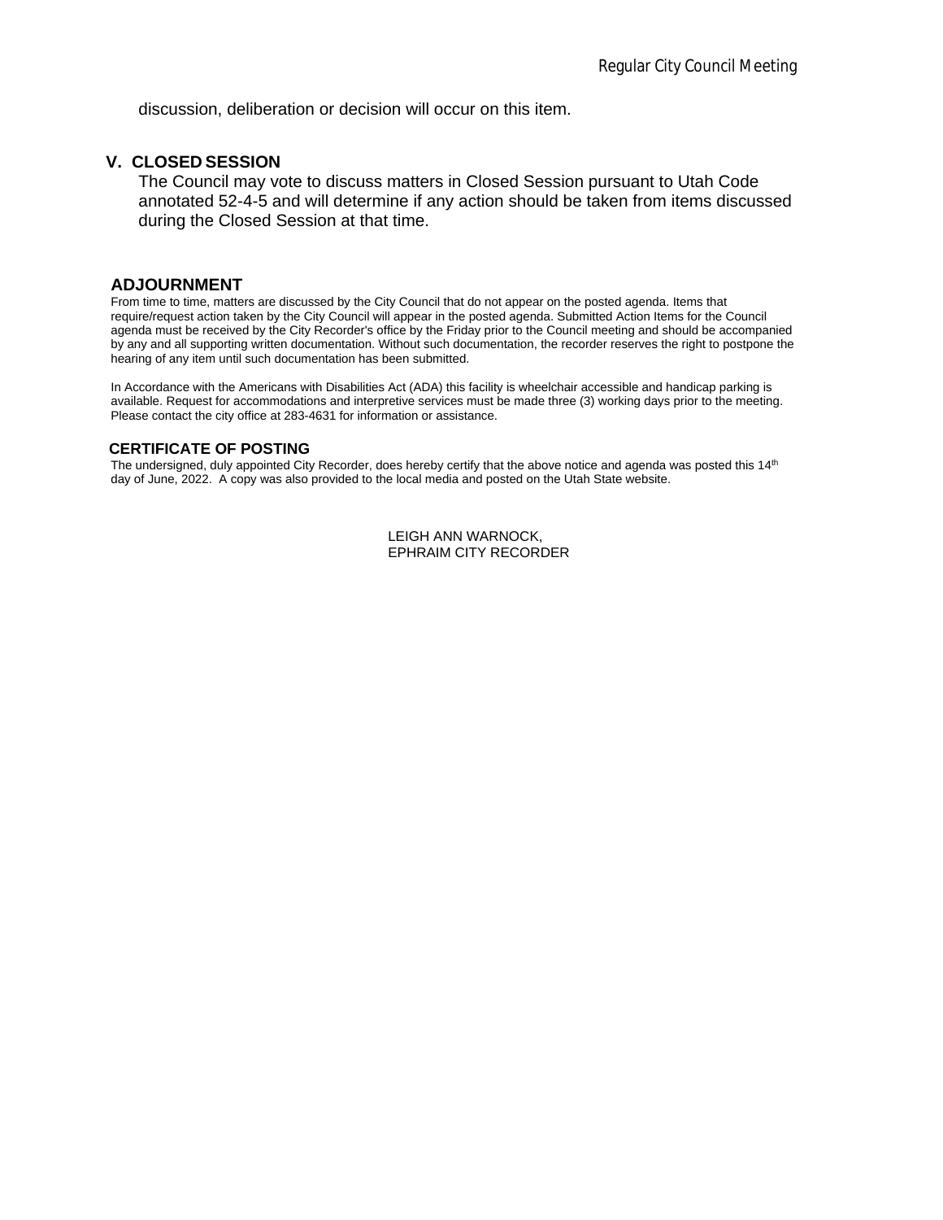discussion, deliberation or decision will occur on this item.

## V. CLOSED SESSION

The Council may vote to discuss matters in Closed Session pursuant to Utah Code annotated 52-4-5 and will determine if any action should be taken from items discussed during the Closed Session at that time.

## ADJOURNMENT

From time to time, matters are discussed by the City Council that do not appear on the posted agenda. Items that require/request action taken by the City Council will appear in the posted agenda. Submitted Action Items for the Council agenda must be received by the City Recorder's office by the Friday prior to the Council meeting and should be accompanied by any and all supporting written documentation. Without such documentation, the recorder reserves the right to postpone the hearing of any item until such documentation has been submitted.

In Accordance with the Americans with Disabilities Act (ADA) this facility is wheelchair accessible and handicap parking is available. Request for accommodations and interpretive services must be made three (3) working days prior to the meeting. Please contact the city office at 283-4631 for information or assistance.

## CERTIFICATE OF POSTING

The undersigned, duly appointed City Recorder, does hereby certify that the above notice and agenda was posted this 14th day of June, 2022. A copy was also provided to the local media and posted on the Utah State website.

LEIGH ANN WARNOCK,
EPHRAIM CITY RECORDER